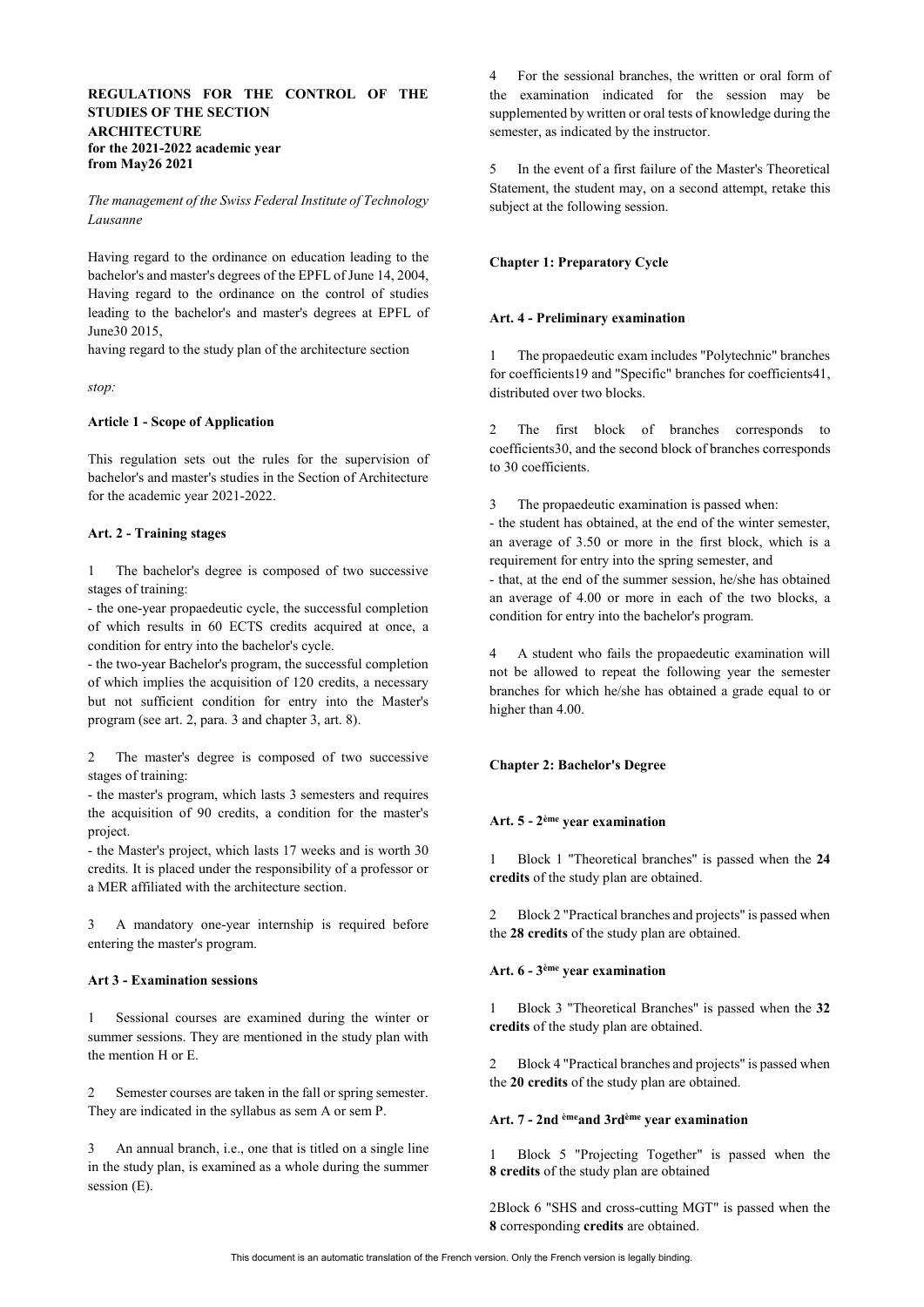**REGULATIONS FOR THE CONTROL OF THE STUDIES OF THE SECTION ARCHITECTURE for the 2021-2022 academic year from May26 2021**

*The management of the Swiss Federal Institute of Technology Lausanne*

Having regard to the ordinance on education leading to the bachelor's and master's degrees of the EPFL of June 14, 2004, Having regard to the ordinance on the control of studies leading to the bachelor's and master's degrees at EPFL of June30 2015,

having regard to the study plan of the architecture section

*stop:*

**Article 1 - Scope of Application**

This regulation sets out the rules for the supervision of bachelor's and master's studies in the Section of Architecture for the academic year 2021-2022.

**Art. 2 - Training stages**

1 The bachelor's degree is composed of two successive stages of training:

- the one-year propaedeutic cycle, the successful completion of which results in 60 ECTS credits acquired at once, a condition for entry into the bachelor's cycle.
- the two-year Bachelor's program, the successful completion of which implies the acquisition of 120 credits, a necessary but not sufficient condition for entry into the Master's program (see art. 2, para. 3 and chapter 3, art. 8).

2 The master's degree is composed of two successive stages of training:

- the master's program, which lasts 3 semesters and requires the acquisition of 90 credits, a condition for the master's project.
- the Master's project, which lasts 17 weeks and is worth 30 credits. It is placed under the responsibility of a professor or a MER affiliated with the architecture section.

3 A mandatory one-year internship is required before entering the master's program.

**Art 3 - Examination sessions**

1 Sessional courses are examined during the winter or summer sessions. They are mentioned in the study plan with the mention H or E.

2 Semester courses are taken in the fall or spring semester. They are indicated in the syllabus as sem A or sem P.

3 An annual branch, i.e., one that is titled on a single line in the study plan, is examined as a whole during the summer session (E).

4 For the sessional branches, the written or oral form of the examination indicated for the session may be supplemented by written or oral tests of knowledge during the semester, as indicated by the instructor.

5 In the event of a first failure of the Master's Theoretical Statement, the student may, on a second attempt, retake this subject at the following session.

**Chapter 1: Preparatory Cycle**

**Art. 4 - Preliminary examination**

1 The propaedeutic exam includes "Polytechnic" branches for coefficients19 and "Specific" branches for coefficients41, distributed over two blocks.

2 The first block of branches corresponds to coefficients30, and the second block of branches corresponds to 30 coefficients.

3 The propaedeutic examination is passed when:

- the student has obtained, at the end of the winter semester, an average of 3.50 or more in the first block, which is a requirement for entry into the spring semester, and
- that, at the end of the summer session, he/she has obtained an average of 4.00 or more in each of the two blocks, a condition for entry into the bachelor's program.

4 A student who fails the propaedeutic examination will not be allowed to repeat the following year the semester branches for which he/she has obtained a grade equal to or higher than 4.00.

**Chapter 2: Bachelor's Degree**

**Art. 5 - 2ème year examination**

1 Block 1 "Theoretical branches" is passed when the **24 credits** of the study plan are obtained.

2 Block 2 "Practical branches and projects" is passed when the **28 credits** of the study plan are obtained.

**Art. 6 - 3ème year examination**

1 Block 3 "Theoretical Branches" is passed when the **32 credits** of the study plan are obtained.

2 Block 4 "Practical branches and projects" is passed when the **20 credits** of the study plan are obtained.

**Art. 7 - 2nd èmeand 3rdème year examination**

1 Block 5 "Projecting Together" is passed when the **8 credits** of the study plan are obtained

2Block 6 "SHS and cross-cutting MGT" is passed when the **8** corresponding **credits** are obtained.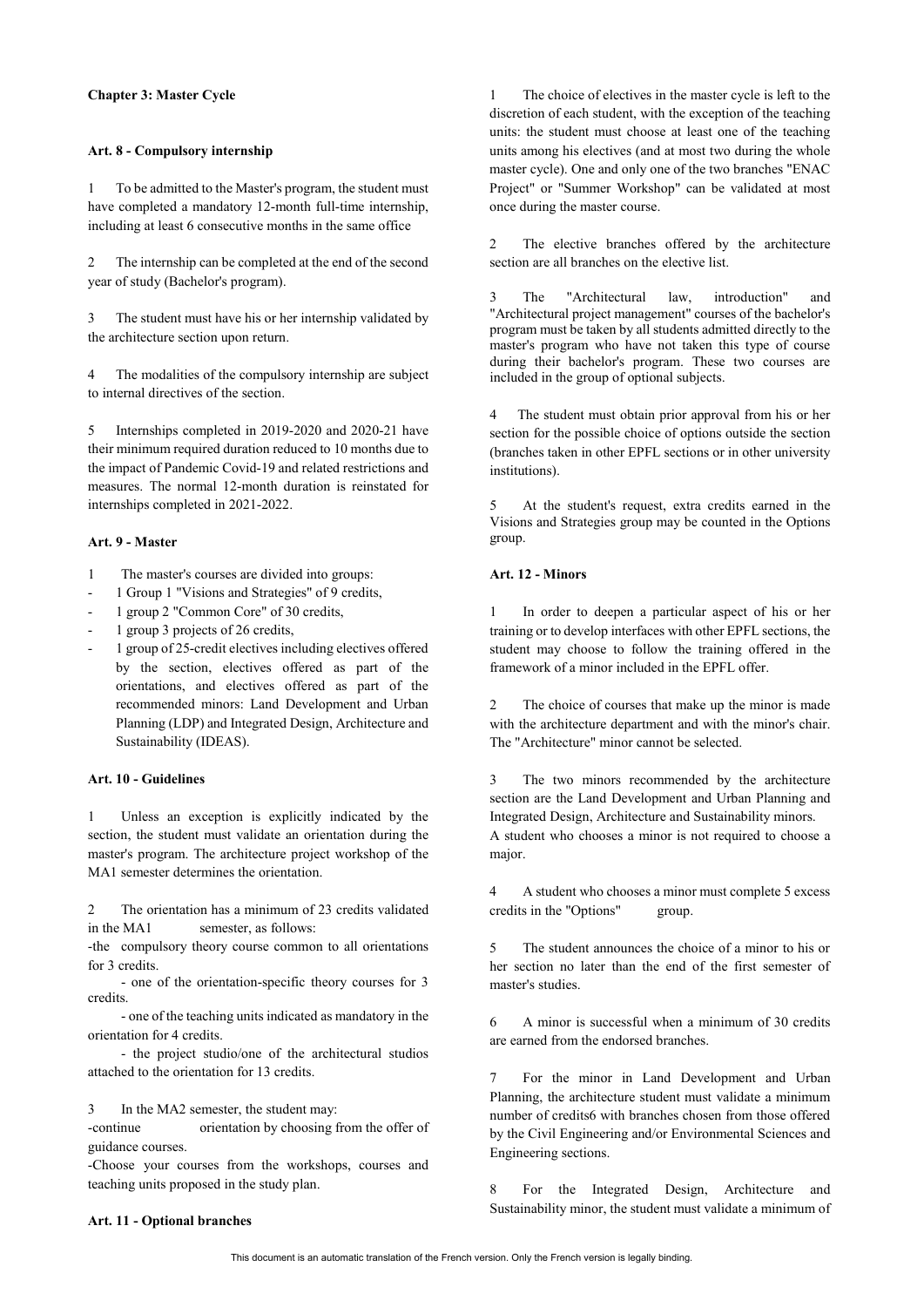## Chapter 3: Master Cycle

### Art. 8 - Compulsory internship

1 To be admitted to the Master's program, the student must have completed a mandatory 12-month full-time internship, including at least 6 consecutive months in the same office

2 The internship can be completed at the end of the second year of study (Bachelor's program).

3 The student must have his or her internship validated by the architecture section upon return.

4 The modalities of the compulsory internship are subject to internal directives of the section.

5 Internships completed in 2019-2020 and 2020-21 have their minimum required duration reduced to 10 months due to the impact of Pandemic Covid-19 and related restrictions and measures. The normal 12-month duration is reinstated for internships completed in 2021-2022.

### Art. 9 - Master

1 The master's courses are divided into groups:

- 1 Group 1 "Visions and Strategies" of 9 credits,
- 1 group 2 "Common Core" of 30 credits,
- 1 group 3 projects of 26 credits,
- 1 group of 25-credit electives including electives offered by the section, electives offered as part of the orientations, and electives offered as part of the recommended minors: Land Development and Urban Planning (LDP) and Integrated Design, Architecture and Sustainability (IDEAS).

### Art. 10 - Guidelines

1 Unless an exception is explicitly indicated by the section, the student must validate an orientation during the master's program. The architecture project workshop of the MA1 semester determines the orientation.

2 The orientation has a minimum of 23 credits validated in the MA1 semester, as follows:

-the compulsory theory course common to all orientations for 3 credits.

- one of the orientation-specific theory courses for 3 credits.

- one of the teaching units indicated as mandatory in the orientation for 4 credits.

- the project studio/one of the architectural studios attached to the orientation for 13 credits.

3 In the MA2 semester, the student may:

-continue orientation by choosing from the offer of guidance courses.

-Choose your courses from the workshops, courses and teaching units proposed in the study plan.

### Art. 11 - Optional branches

1 The choice of electives in the master cycle is left to the discretion of each student, with the exception of the teaching units: the student must choose at least one of the teaching units among his electives (and at most two during the whole master cycle). One and only one of the two branches "ENAC Project" or "Summer Workshop" can be validated at most once during the master course.

2 The elective branches offered by the architecture section are all branches on the elective list.

3 The "Architectural law, introduction" and "Architectural project management" courses of the bachelor's program must be taken by all students admitted directly to the master's program who have not taken this type of course during their bachelor's program. These two courses are included in the group of optional subjects.

4 The student must obtain prior approval from his or her section for the possible choice of options outside the section (branches taken in other EPFL sections or in other university institutions).

5 At the student's request, extra credits earned in the Visions and Strategies group may be counted in the Options group.

### Art. 12 - Minors

1 In order to deepen a particular aspect of his or her training or to develop interfaces with other EPFL sections, the student may choose to follow the training offered in the framework of a minor included in the EPFL offer.

2 The choice of courses that make up the minor is made with the architecture department and with the minor's chair. The "Architecture" minor cannot be selected.

3 The two minors recommended by the architecture section are the Land Development and Urban Planning and Integrated Design, Architecture and Sustainability minors. A student who chooses a minor is not required to choose a major.

4 A student who chooses a minor must complete 5 excess credits in the "Options" group.

5 The student announces the choice of a minor to his or her section no later than the end of the first semester of master's studies.

6 A minor is successful when a minimum of 30 credits are earned from the endorsed branches.

7 For the minor in Land Development and Urban Planning, the architecture student must validate a minimum number of credits6 with branches chosen from those offered by the Civil Engineering and/or Environmental Sciences and Engineering sections.

8 For the Integrated Design, Architecture and Sustainability minor, the student must validate a minimum of

This document is an automatic translation of the French version. Only the French version is legally binding.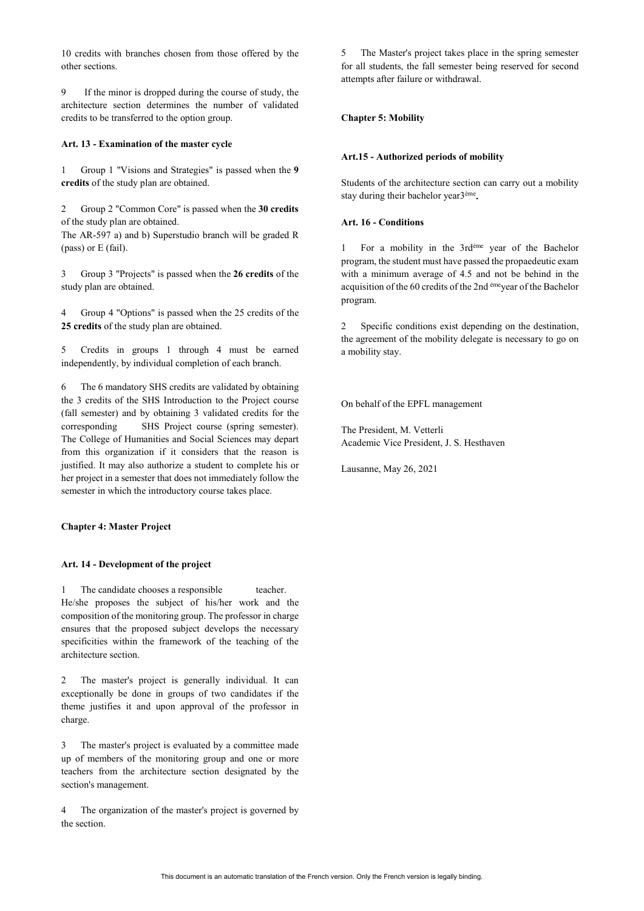10 credits with branches chosen from those offered by the other sections.

9 If the minor is dropped during the course of study, the architecture section determines the number of validated credits to be transferred to the option group.

**Art. 13 - Examination of the master cycle**

1 Group 1 "Visions and Strategies" is passed when the **9 credits** of the study plan are obtained.

2 Group 2 "Common Core" is passed when the **30 credits** of the study plan are obtained.
The AR-597 a) and b) Superstudio branch will be graded R (pass) or E (fail).

3 Group 3 "Projects" is passed when the **26 credits** of the study plan are obtained.

4 Group 4 "Options" is passed when the 25 credits of the **25 credits** of the study plan are obtained.

5 Credits in groups 1 through 4 must be earned independently, by individual completion of each branch.

6 The 6 mandatory SHS credits are validated by obtaining the 3 credits of the SHS Introduction to the Project course (fall semester) and by obtaining 3 validated credits for the corresponding SHS Project course (spring semester). The College of Humanities and Social Sciences may depart from this organization if it considers that the reason is justified. It may also authorize a student to complete his or her project in a semester that does not immediately follow the semester in which the introductory course takes place.

**Chapter 4: Master Project**

**Art. 14 - Development of the project**

1 The candidate chooses a responsible teacher. He/she proposes the subject of his/her work and the composition of the monitoring group. The professor in charge ensures that the proposed subject develops the necessary specificities within the framework of the teaching of the architecture section.

2 The master's project is generally individual. It can exceptionally be done in groups of two candidates if the theme justifies it and upon approval of the professor in charge.

3 The master's project is evaluated by a committee made up of members of the monitoring group and one or more teachers from the architecture section designated by the section's management.

4 The organization of the master's project is governed by the section.

5 The Master's project takes place in the spring semester for all students, the fall semester being reserved for second attempts after failure or withdrawal.

**Chapter 5: Mobility**

**Art.15 - Authorized periods of mobility**

Students of the architecture section can carry out a mobility stay during their bachelor year3ème**.**

**Art. 16 - Conditions**

1 For a mobility in the 3rdème year of the Bachelor program, the student must have passed the propaedeutic exam with a minimum average of 4.5 and not be behind in the acquisition of the 60 credits of the 2nd èmeyear of the Bachelor program.

2 Specific conditions exist depending on the destination, the agreement of the mobility delegate is necessary to go on a mobility stay.

On behalf of the EPFL management

The President, M. Vetterli
Academic Vice President, J. S. Hesthaven

Lausanne, May 26, 2021

This document is an automatic translation of the French version. Only the French version is legally binding.